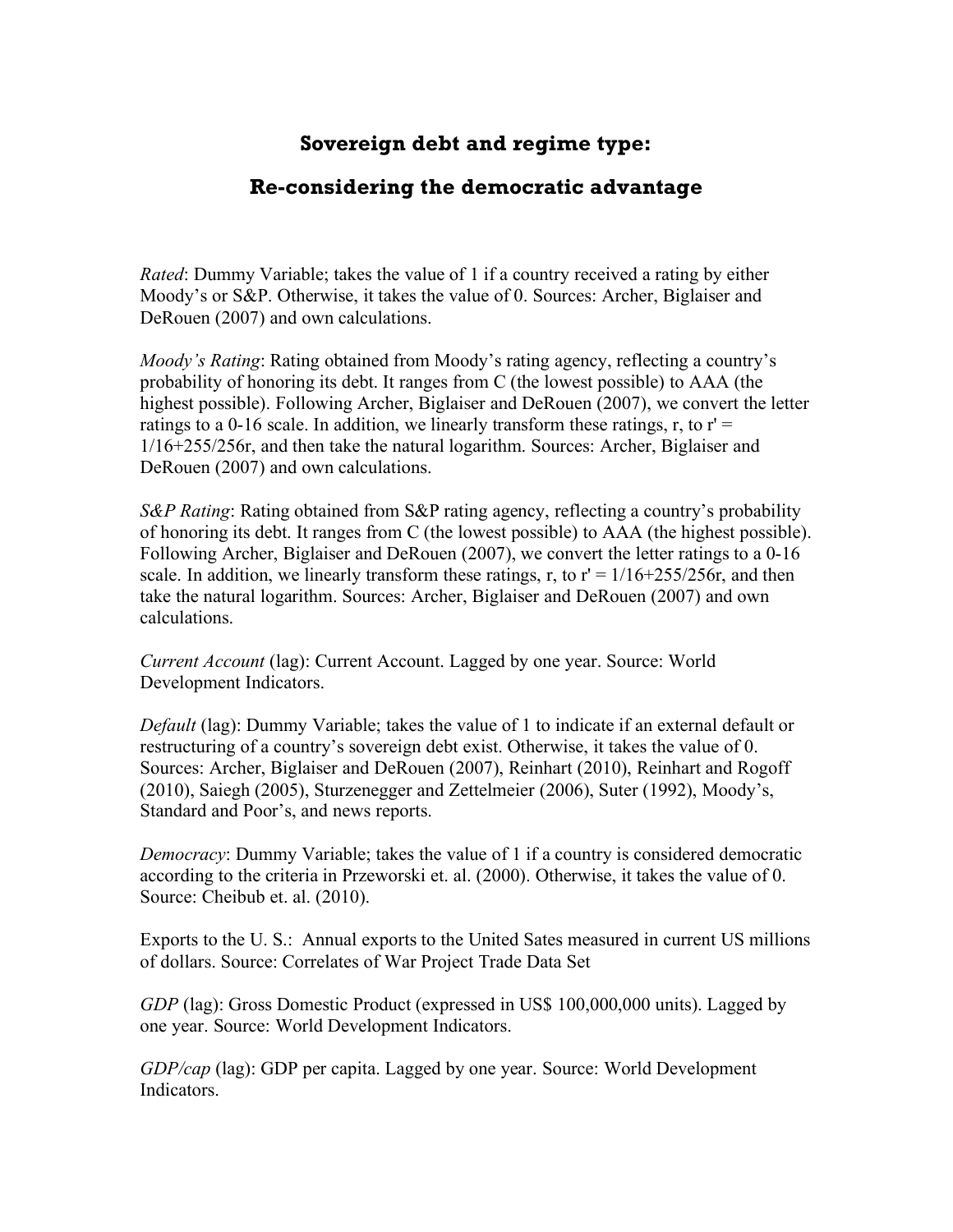# Sovereign debt and regime type:

## Re-considering the democratic advantage

*Rated*: Dummy Variable; takes the value of 1 if a country received a rating by either Moody's or S&P. Otherwise, it takes the value of 0. Sources: Archer, Biglaiser and DeRouen (2007) and own calculations.

*Moody's Rating*: Rating obtained from Moody's rating agency, reflecting a country's probability of honoring its debt. It ranges from C (the lowest possible) to AAA (the highest possible). Following Archer, Biglaiser and DeRouen (2007), we convert the letter ratings to a 0-16 scale. In addition, we linearly transform these ratings, r, to $r' = 1/16+255/256r$, and then take the natural logarithm. Sources: Archer, Biglaiser and DeRouen (2007) and own calculations.

*S&P Rating*: Rating obtained from S&P rating agency, reflecting a country's probability of honoring its debt. It ranges from C (the lowest possible) to AAA (the highest possible). Following Archer, Biglaiser and DeRouen (2007), we convert the letter ratings to a 0-16 scale. In addition, we linearly transform these ratings, r, to $r' = 1/16+255/256r$, and then take the natural logarithm. Sources: Archer, Biglaiser and DeRouen (2007) and own calculations.

*Current Account* (lag): Current Account. Lagged by one year. Source: World Development Indicators.

*Default* (lag): Dummy Variable; takes the value of 1 to indicate if an external default or restructuring of a country's sovereign debt exist. Otherwise, it takes the value of 0. Sources: Archer, Biglaiser and DeRouen (2007), Reinhart (2010), Reinhart and Rogoff (2010), Saiegh (2005), Sturzenegger and Zettelmeier (2006), Suter (1992), Moody's, Standard and Poor's, and news reports.

*Democracy*: Dummy Variable; takes the value of 1 if a country is considered democratic according to the criteria in Przeworski et. al. (2000). Otherwise, it takes the value of 0. Source: Cheibub et. al. (2010).

Exports to the U. S.: Annual exports to the United Sates measured in current US millions of dollars. Source: Correlates of War Project Trade Data Set

*GDP* (lag): Gross Domestic Product (expressed in US$ 100,000,000 units). Lagged by one year. Source: World Development Indicators.

*GDP/cap* (lag): GDP per capita. Lagged by one year. Source: World Development Indicators.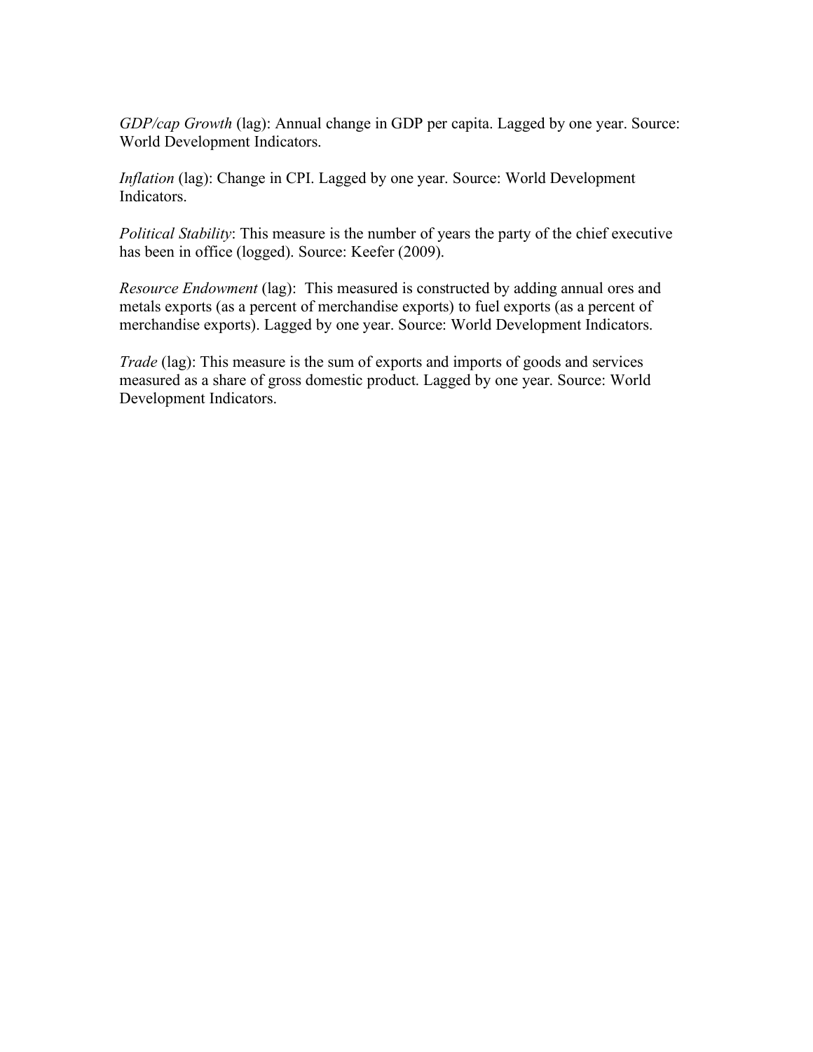*GDP/cap Growth* (lag): Annual change in GDP per capita. Lagged by one year. Source: World Development Indicators.

*Inflation* (lag): Change in CPI. Lagged by one year. Source: World Development Indicators.

*Political Stability*: This measure is the number of years the party of the chief executive has been in office (logged). Source: Keefer (2009).

*Resource Endowment* (lag): This measured is constructed by adding annual ores and metals exports (as a percent of merchandise exports) to fuel exports (as a percent of merchandise exports). Lagged by one year. Source: World Development Indicators.

*Trade* (lag): This measure is the sum of exports and imports of goods and services measured as a share of gross domestic product. Lagged by one year. Source: World Development Indicators.